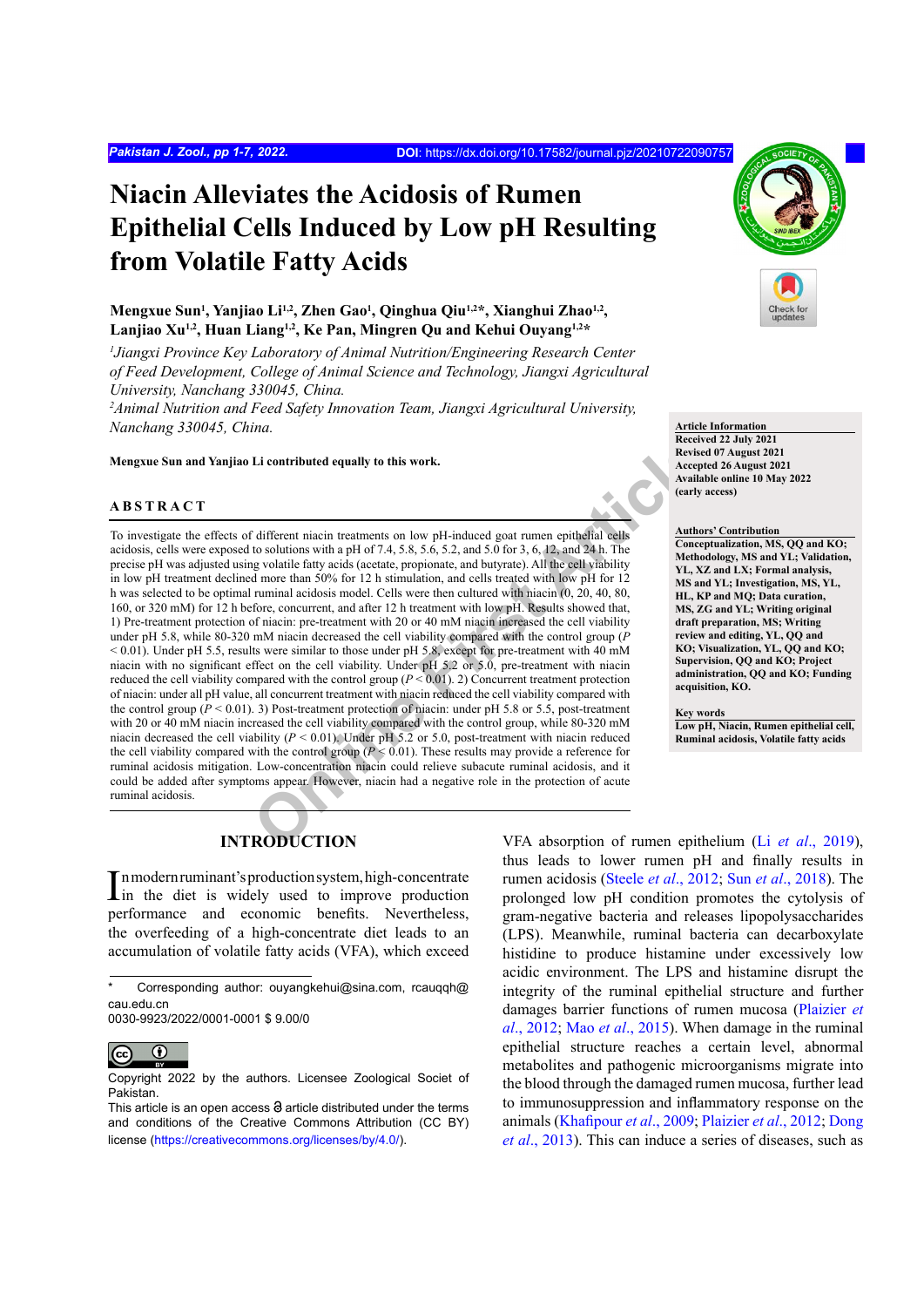# Niacin Alleviates the Acidosis of Rumen Epithelial Cells Induced by Low pH Resulting from Volatile Fatty Acids

**Mengxue Sun[1], Yanjiao Li[1,2], Zhen Gao[1], Qinghua Qiu[1,2]*, Xianghui Zhao[1,2], Lanjiao Xu[1,2], Huan Liang[1,2], Ke Pan, Mingren Qu and Kehui Ouyang[1,2]***

*[1]Jiangxi Province Key Laboratory of Animal Nutrition/Engineering Research Center of Feed Development, College of Animal Science and Technology, Jiangxi Agricultural University, Nanchang 330045, China.*

*[2]Animal Nutrition and Feed Safety Innovation Team, Jiangxi Agricultural University, Nanchang 330045, China.*

**Mengxue Sun and Yanjiao Li contributed equally to this work.**

**Article Information**
**Received 22 July 2021**
**Revised 07 August 2021**
**Accepted 26 August 2021**
**Available online 10 May 2022 (early access)**

**Authors' Contribution**
**Conceptualization, MS, QQ and KO; Methodology, MS and YL; Validation, YL, XZ and LX; Formal analysis, MS and YL; Investigation, MS, YL, HL, KP and MQ; Data curation, MS, ZG and YL; Writing original draft preparation, MS; Writing review and editing, YL, QQ and KO; Visualization, YL, QQ and KO; Supervision, QQ and KO; Project administration, QQ and KO; Funding acquisition, KO.**

**Key words**
**Low pH, Niacin, Rumen epithelial cell, Ruminal acidosis, Volatile fatty acids**

## ABSTRACT

To investigate the effects of different niacin treatments on low pH-induced goat rumen epithelial cells acidosis, cells were exposed to solutions with a pH of 7.4, 5.8, 5.6, 5.2, and 5.0 for 3, 6, 12, and 24 h. The precise pH was adjusted using volatile fatty acids (acetate, propionate, and butyrate). All the cell viability in low pH treatment declined more than 50% for 12 h stimulation, and cells treated with low pH for 12 h was selected to be optimal ruminal acidosis model. Cells were then cultured with niacin (0, 20, 40, 80, 160, or 320 mM) for 12 h before, concurrent, and after 12 h treatment with low pH. Results showed that, 1) Pre-treatment protection of niacin: pre-treatment with 20 or 40 mM niacin increased the cell viability under pH 5.8, while 80-320 mM niacin decreased the cell viability compared with the control group ($P$ < 0.01). Under pH 5.5, results were similar to those under pH 5.8, except for pre-treatment with 40 mM niacin with no significant effect on the cell viability. Under pH 5.2 or 5.0, pre-treatment with niacin reduced the cell viability compared with the control group ($P$ < 0.01). 2) Concurrent treatment protection of niacin: under all pH value, all concurrent treatment with niacin reduced the cell viability compared with the control group ($P$ < 0.01). 3) Post-treatment protection of niacin: under pH 5.8 or 5.5, post-treatment with 20 or 40 mM niacin increased the cell viability compared with the control group, while 80-320 mM niacin decreased the cell viability ($P$ < 0.01). Under pH 5.2 or 5.0, post-treatment with niacin reduced the cell viability compared with the control group ($P$ < 0.01). These results may provide a reference for ruminal acidosis mitigation. Low-concentration niacin could relieve subacute ruminal acidosis, and it could be added after symptoms appear. However, niacin had a negative role in the protection of acute ruminal acidosis.

## INTRODUCTION

In modern ruminant's production system, high-concentrate in the diet is widely used to improve production performance and economic benefits. Nevertheless, the overfeeding of a high-concentrate diet leads to an accumulation of volatile fatty acids (VFA), which exceed VFA absorption of rumen epithelium (Li *et al*., 2019), thus leads to lower rumen pH and finally results in rumen acidosis (Steele *et al*., 2012; Sun *et al*., 2018). The prolonged low pH condition promotes the cytolysis of gram-negative bacteria and releases lipopolysaccharides (LPS). Meanwhile, ruminal bacteria can decarboxylate histidine to produce histamine under excessively low acidic environment. The LPS and histamine disrupt the integrity of the ruminal epithelial structure and further damages barrier functions of rumen mucosa (Plaizier *et al*., 2012; Mao *et al*., 2015). When damage in the ruminal epithelial structure reaches a certain level, abnormal metabolites and pathogenic microorganisms migrate into the blood through the damaged rumen mucosa, further lead to immunosuppression and inflammatory response on the animals (Khafipour *et al*., 2009; Plaizier *et al*., 2012; Dong *et al*., 2013). This can induce a series of diseases, such as

---

\* Corresponding author: ouyangkehui@sina.com, rcauqqh@cau.edu.cn
0030-9923/2022/0001-0001 $ 9.00/0

Copyright 2022 by the authors. Licensee Zoological Societ of Pakistan.
This article is an open access article distributed under the terms and conditions of the Creative Commons Attribution (CC BY) license (https://creativecommons.org/licenses/by/4.0/).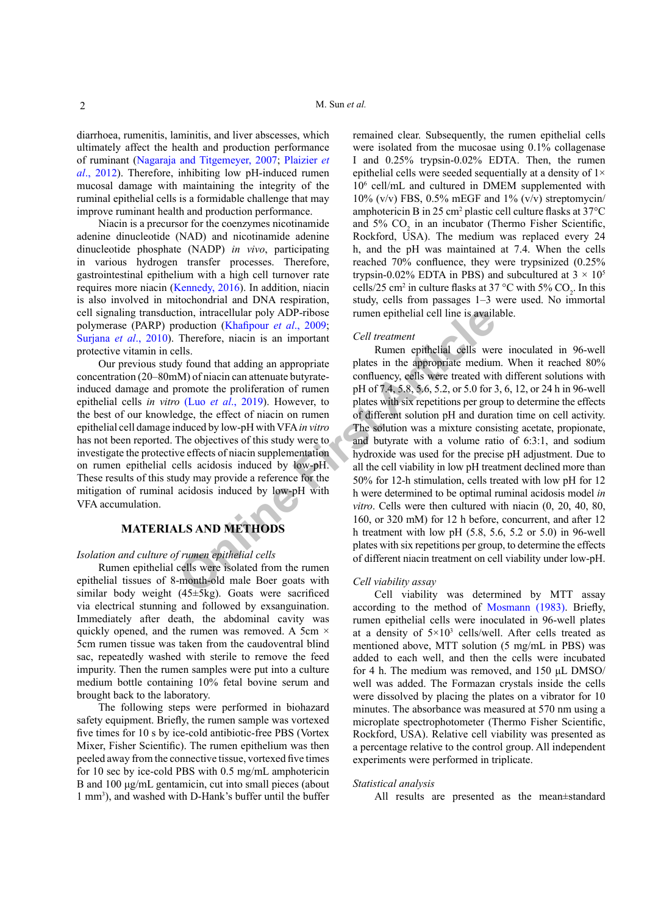diarrhoea, rumenitis, laminitis, and liver abscesses, which ultimately affect the health and production performance of ruminant (Nagaraja and Titgemeyer, 2007; Plaizier *et al*., 2012). Therefore, inhibiting low pH-induced rumen mucosal damage with maintaining the integrity of the ruminal epithelial cells is a formidable challenge that may improve ruminant health and production performance.

Niacin is a precursor for the coenzymes nicotinamide adenine dinucleotide (NAD) and nicotinamide adenine dinucleotide phosphate (NADP) *in vivo*, participating in various hydrogen transfer processes. Therefore, gastrointestinal epithelium with a high cell turnover rate requires more niacin (Kennedy, 2016). In addition, niacin is also involved in mitochondrial and DNA respiration, cell signaling transduction, intracellular poly ADP-ribose polymerase (PARP) production (Khafipour *et al*., 2009; Surjana *et al*., 2010). Therefore, niacin is an important protective vitamin in cells.

Our previous study found that adding an appropriate concentration (20–80mM) of niacin can attenuate butyrate-induced damage and promote the proliferation of rumen epithelial cells *in vitro* (Luo *et al*., 2019). However, to the best of our knowledge, the effect of niacin on rumen epithelial cell damage induced by low-pH with VFA *in vitro* has not been reported. The objectives of this study were to investigate the protective effects of niacin supplementation on rumen epithelial cells acidosis induced by low-pH. These results of this study may provide a reference for the mitigation of ruminal acidosis induced by low-pH with VFA accumulation.

## MATERIALS AND METHODS

### *Isolation and culture of rumen epithelial cells*

Rumen epithelial cells were isolated from the rumen epithelial tissues of 8-month-old male Boer goats with similar body weight (45±5kg). Goats were sacrificed via electrical stunning and followed by exsanguination. Immediately after death, the abdominal cavity was quickly opened, and the rumen was removed. A 5cm × 5cm rumen tissue was taken from the caudoventral blind sac, repeatedly washed with sterile to remove the feed impurity. Then the rumen samples were put into a culture medium bottle containing 10% fetal bovine serum and brought back to the laboratory.

The following steps were performed in biohazard safety equipment. Briefly, the rumen sample was vortexed five times for 10 s by ice-cold antibiotic-free PBS (Vortex Mixer, Fisher Scientific). The rumen epithelium was then peeled away from the connective tissue, vortexed five times for 10 sec by ice-cold PBS with 0.5 mg/mL amphotericin B and 100 μg/mL gentamicin, cut into small pieces (about 1 mm$^3$), and washed with D-Hank's buffer until the buffer remained clear. Subsequently, the rumen epithelial cells were isolated from the mucosae using 0.1% collagenase I and 0.25% trypsin-0.02% EDTA. Then, the rumen epithelial cells were seeded sequentially at a density of $1\times 10^6$ cell/mL and cultured in DMEM supplemented with 10% (v/v) FBS, 0.5% mEGF and 1% (v/v) streptomycin/amphotericin B in 25 cm$^2$ plastic cell culture flasks at 37°C and 5% $CO_2$ in an incubator (Thermo Fisher Scientific, Rockford, USA). The medium was replaced every 24 h, and the pH was maintained at 7.4. When the cells reached 70% confluence, they were trypsinized (0.25% trypsin-0.02% EDTA in PBS) and subcultured at $3 \times 10^5$ cells/25 cm$^2$ in culture flasks at 37 °C with 5% $CO_2$. In this study, cells from passages 1–3 were used. No immortal rumen epithelial cell line is available.

### *Cell treatment*

Rumen epithelial cells were inoculated in 96-well plates in the appropriate medium. When it reached 80% confluency, cells were treated with different solutions with pH of 7.4, 5.8, 5.6, 5.2, or 5.0 for 3, 6, 12, or 24 h in 96-well plates with six repetitions per group to determine the effects of different solution pH and duration time on cell activity. The solution was a mixture consisting acetate, propionate, and butyrate with a volume ratio of 6:3:1, and sodium hydroxide was used for the precise pH adjustment. Due to all the cell viability in low pH treatment declined more than 50% for 12-h stimulation, cells treated with low pH for 12 h were determined to be optimal ruminal acidosis model *in vitro*. Cells were then cultured with niacin (0, 20, 40, 80, 160, or 320 mM) for 12 h before, concurrent, and after 12 h treatment with low pH (5.8, 5.6, 5.2 or 5.0) in 96-well plates with six repetitions per group, to determine the effects of different niacin treatment on cell viability under low-pH.

### *Cell viability assay*

Cell viability was determined by MTT assay according to the method of Mosmann (1983). Briefly, rumen epithelial cells were inoculated in 96-well plates at a density of $5\times10^3$ cells/well. After cells treated as mentioned above, MTT solution (5 mg/mL in PBS) was added to each well, and then the cells were incubated for 4 h. The medium was removed, and 150 μL DMSO/well was added. The Formazan crystals inside the cells were dissolved by placing the plates on a vibrator for 10 minutes. The absorbance was measured at 570 nm using a microplate spectrophotometer (Thermo Fisher Scientific, Rockford, USA). Relative cell viability was presented as a percentage relative to the control group. All independent experiments were performed in triplicate.

### *Statistical analysis*

All results are presented as the mean±standard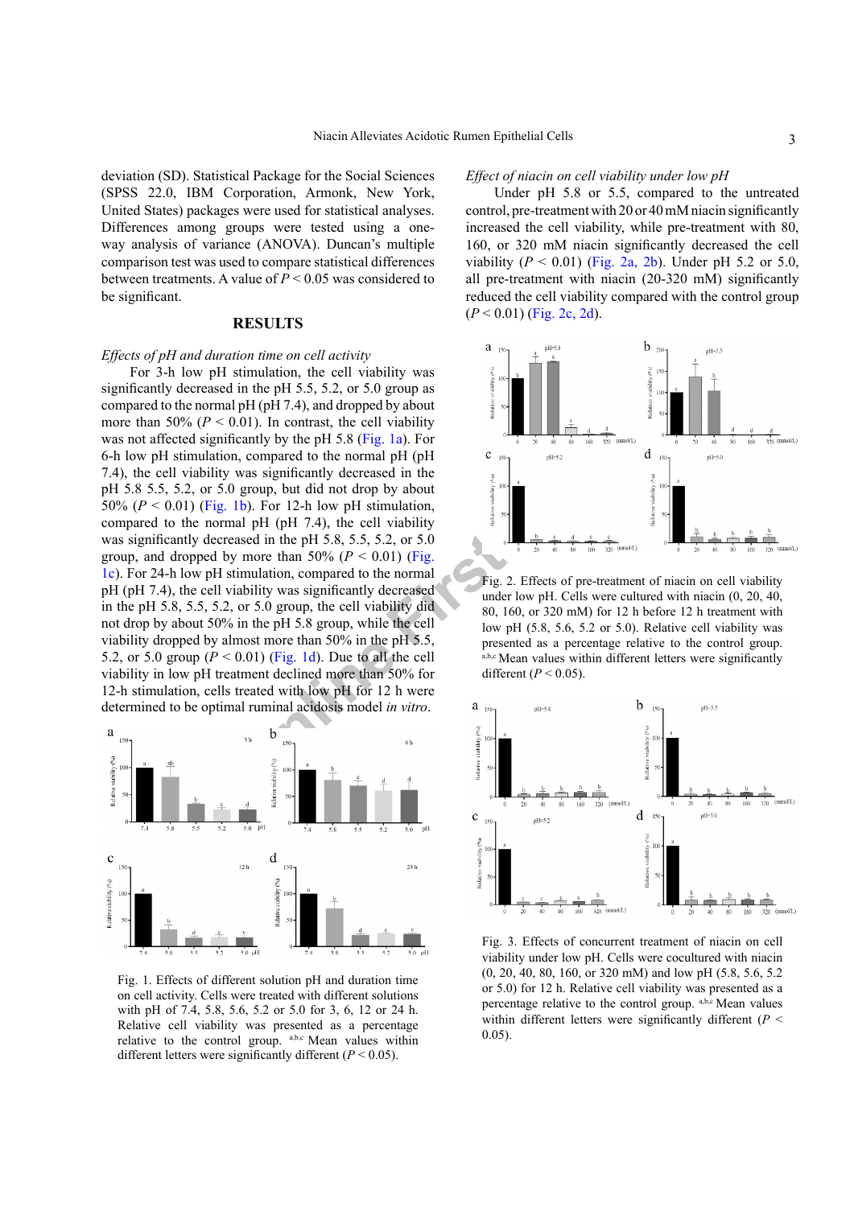deviation (SD). Statistical Package for the Social Sciences (SPSS 22.0, IBM Corporation, Armonk, New York, United States) packages were used for statistical analyses. Differences among groups were tested using a one-way analysis of variance (ANOVA). Duncan's multiple comparison test was used to compare statistical differences between treatments. A value of $P < 0.05$ was considered to be significant.

## RESULTS

*Effects of pH and duration time on cell activity*

For 3-h low pH stimulation, the cell viability was significantly decreased in the pH 5.5, 5.2, or 5.0 group as compared to the normal pH (pH 7.4), and dropped by about more than 50% ($P < 0.01$). In contrast, the cell viability was not affected significantly by the pH 5.8 (Fig. 1a). For 6-h low pH stimulation, compared to the normal pH (pH 7.4), the cell viability was significantly decreased in the pH 5.8 5.5, 5.2, or 5.0 group, but did not drop by about 50% ($P < 0.01$) (Fig. 1b). For 12-h low pH stimulation, compared to the normal pH (pH 7.4), the cell viability was significantly decreased in the pH 5.8, 5.5, 5.2, or 5.0 group, and dropped by more than 50% ($P < 0.01$) (Fig. 1c). For 24-h low pH stimulation, compared to the normal pH (pH 7.4), the cell viability was significantly decreased in the pH 5.8, 5.5, 5.2, or 5.0 group, the cell viability did not drop by about 50% in the pH 5.8 group, while the cell viability dropped by almost more than 50% in the pH 5.5, 5.2, or 5.0 group ($P < 0.01$) (Fig. 1d). Due to all the cell viability in low pH treatment declined more than 50% for 12-h stimulation, cells treated with low pH for 12 h were determined to be optimal ruminal acidosis model *in vitro*.

Fig. 1. Effects of different solution pH and duration time on cell activity. Cells were treated with different solutions with pH of 7.4, 5.8, 5.6, 5.2 or 5.0 for 3, 6, 12 or 24 h. Relative cell viability was presented as a percentage relative to the control group. [a,b,c] Mean values within different letters were significantly different ($P < 0.05$).

*Effect of niacin on cell viability under low pH*

Under pH 5.8 or 5.5, compared to the untreated control, pre-treatment with 20 or 40 mM niacin significantly increased the cell viability, while pre-treatment with 80, 160, or 320 mM niacin significantly decreased the cell viability ($P < 0.01$) (Fig. 2a, 2b). Under pH 5.2 or 5.0, all pre-treatment with niacin (20-320 mM) significantly reduced the cell viability compared with the control group ($P < 0.01$) (Fig. 2c, 2d).

Fig. 2. Effects of pre-treatment of niacin on cell viability under low pH. Cells were cultured with niacin (0, 20, 40, 80, 160, or 320 mM) for 12 h before 12 h treatment with low pH (5.8, 5.6, 5.2 or 5.0). Relative cell viability was presented as a percentage relative to the control group. [a,b,c] Mean values within different letters were significantly different ($P < 0.05$).

Fig. 3. Effects of concurrent treatment of niacin on cell viability under low pH. Cells were cocultured with niacin (0, 20, 40, 80, 160, or 320 mM) and low pH (5.8, 5.6, 5.2 or 5.0) for 12 h. Relative cell viability was presented as a percentage relative to the control group. [a,b,c] Mean values within different letters were significantly different ($P < 0.05$).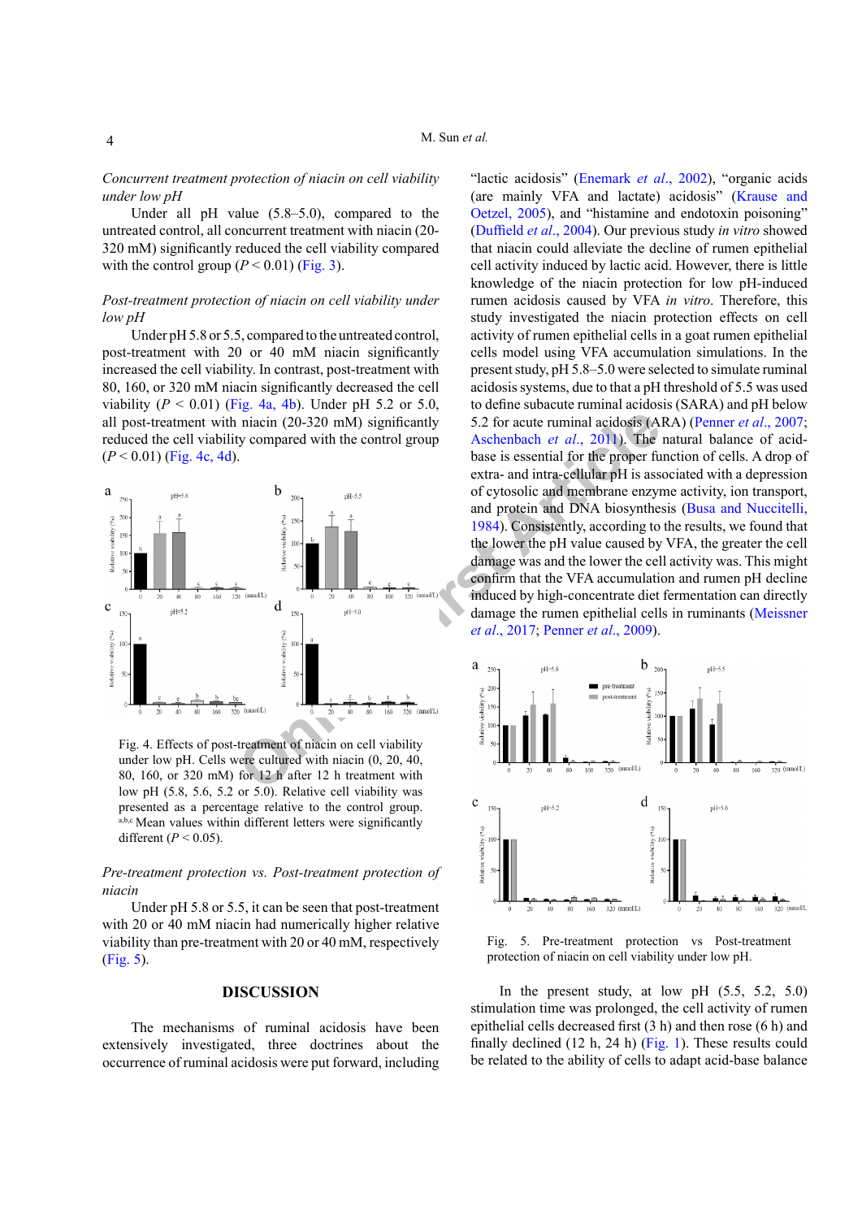*Concurrent treatment protection of niacin on cell viability under low pH*

Under all pH value (5.8–5.0), compared to the untreated control, all concurrent treatment with niacin (20-320 mM) significantly reduced the cell viability compared with the control group ($P < 0.01$) (Fig. 3).

*Post-treatment protection of niacin on cell viability under low pH*

Under pH 5.8 or 5.5, compared to the untreated control, post-treatment with 20 or 40 mM niacin significantly increased the cell viability. In contrast, post-treatment with 80, 160, or 320 mM niacin significantly decreased the cell viability ($P < 0.01$) (Fig. 4a, 4b). Under pH 5.2 or 5.0, all post-treatment with niacin (20-320 mM) significantly reduced the cell viability compared with the control group ($P < 0.01$) (Fig. 4c, 4d).

Fig. 4. Effects of post-treatment of niacin on cell viability under low pH. Cells were cultured with niacin (0, 20, 40, 80, 160, or 320 mM) for 12 h after 12 h treatment with low pH (5.8, 5.6, 5.2 or 5.0). Relative cell viability was presented as a percentage relative to the control group. [a,b,c] Mean values within different letters were significantly different ($P < 0.05$).

*Pre-treatment protection vs. Post-treatment protection of niacin*

Under pH 5.8 or 5.5, it can be seen that post-treatment with 20 or 40 mM niacin had numerically higher relative viability than pre-treatment with 20 or 40 mM, respectively (Fig. 5).

## DISCUSSION

The mechanisms of ruminal acidosis have been extensively investigated, three doctrines about the occurrence of ruminal acidosis were put forward, including "lactic acidosis" (Enemark *et al*., 2002), "organic acids (are mainly VFA and lactate) acidosis" (Krause and Oetzel, 2005), and "histamine and endotoxin poisoning" (Duffield *et al*., 2004). Our previous study *in vitro* showed that niacin could alleviate the decline of rumen epithelial cell activity induced by lactic acid. However, there is little knowledge of the niacin protection for low pH-induced rumen acidosis caused by VFA *in vitro*. Therefore, this study investigated the niacin protection effects on cell activity of rumen epithelial cells in a goat rumen epithelial cells model using VFA accumulation simulations. In the present study, pH 5.8–5.0 were selected to simulate ruminal acidosis systems, due to that a pH threshold of 5.5 was used to define subacute ruminal acidosis (SARA) and pH below 5.2 for acute ruminal acidosis (ARA) (Penner *et al*., 2007; Aschenbach *et al*., 2011). The natural balance of acid-base is essential for the proper function of cells. A drop of extra- and intra-cellular pH is associated with a depression of cytosolic and membrane enzyme activity, ion transport, and protein and DNA biosynthesis (Busa and Nuccitelli, 1984). Consistently, according to the results, we found that the lower the pH value caused by VFA, the greater the cell damage was and the lower the cell activity was. This might confirm that the VFA accumulation and rumen pH decline induced by high-concentrate diet fermentation can directly damage the rumen epithelial cells in ruminants (Meissner *et al*., 2017; Penner *et al*., 2009).

Fig. 5. Pre-treatment protection vs Post-treatment protection of niacin on cell viability under low pH.

In the present study, at low pH (5.5, 5.2, 5.0) stimulation time was prolonged, the cell activity of rumen epithelial cells decreased first (3 h) and then rose (6 h) and finally declined (12 h, 24 h) (Fig. 1). These results could be related to the ability of cells to adapt acid-base balance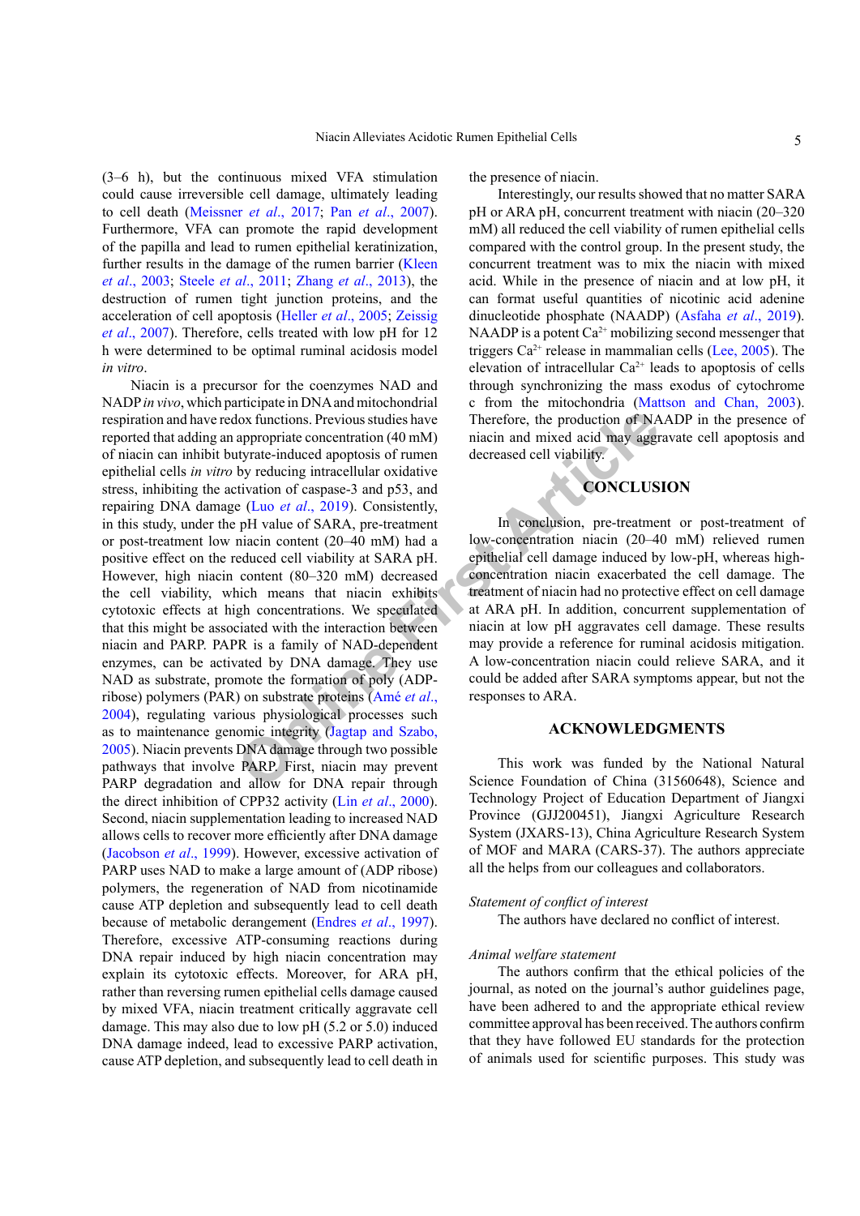(3–6 h), but the continuous mixed VFA stimulation could cause irreversible cell damage, ultimately leading to cell death (Meissner *et al*., 2017; Pan *et al*., 2007). Furthermore, VFA can promote the rapid development of the papilla and lead to rumen epithelial keratinization, further results in the damage of the rumen barrier (Kleen *et al*., 2003; Steele *et al*., 2011; Zhang *et al*., 2013), the destruction of rumen tight junction proteins, and the acceleration of cell apoptosis (Heller *et al*., 2005; Zeissig *et al*., 2007). Therefore, cells treated with low pH for 12 h were determined to be optimal ruminal acidosis model *in vitro*.

Niacin is a precursor for the coenzymes NAD and NADP *in vivo*, which participate in DNA and mitochondrial respiration and have redox functions. Previous studies have reported that adding an appropriate concentration (40 mM) of niacin can inhibit butyrate-induced apoptosis of rumen epithelial cells *in vitro* by reducing intracellular oxidative stress, inhibiting the activation of caspase-3 and p53, and repairing DNA damage (Luo *et al*., 2019). Consistently, in this study, under the pH value of SARA, pre-treatment or post-treatment low niacin content (20–40 mM) had a positive effect on the reduced cell viability at SARA pH. However, high niacin content (80–320 mM) decreased the cell viability, which means that niacin exhibits cytotoxic effects at high concentrations. We speculated that this might be associated with the interaction between niacin and PARP. PAPR is a family of NAD-dependent enzymes, can be activated by DNA damage. They use NAD as substrate, promote the formation of poly (ADP-ribose) polymers (PAR) on substrate proteins (Amé *et al*., 2004), regulating various physiological processes such as to maintenance genomic integrity (Jagtap and Szabo, 2005). Niacin prevents DNA damage through two possible pathways that involve PARP. First, niacin may prevent PARP degradation and allow for DNA repair through the direct inhibition of CPP32 activity (Lin *et al*., 2000). Second, niacin supplementation leading to increased NAD allows cells to recover more efficiently after DNA damage (Jacobson *et al*., 1999). However, excessive activation of PARP uses NAD to make a large amount of (ADP ribose) polymers, the regeneration of NAD from nicotinamide cause ATP depletion and subsequently lead to cell death because of metabolic derangement (Endres *et al*., 1997). Therefore, excessive ATP-consuming reactions during DNA repair induced by high niacin concentration may explain its cytotoxic effects. Moreover, for ARA pH, rather than reversing rumen epithelial cells damage caused by mixed VFA, niacin treatment critically aggravate cell damage. This may also due to low pH (5.2 or 5.0) induced DNA damage indeed, lead to excessive PARP activation, cause ATP depletion, and subsequently lead to cell death in the presence of niacin.

Interestingly, our results showed that no matter SARA pH or ARA pH, concurrent treatment with niacin (20–320 mM) all reduced the cell viability of rumen epithelial cells compared with the control group. In the present study, the concurrent treatment was to mix the niacin with mixed acid. While in the presence of niacin and at low pH, it can format useful quantities of nicotinic acid adenine dinucleotide phosphate (NAADP) (Asfaha *et al*., 2019). NAADP is a potent $Ca^{2+}$ mobilizing second messenger that triggers $Ca^{2+}$ release in mammalian cells (Lee, 2005). The elevation of intracellular $Ca^{2+}$ leads to apoptosis of cells through synchronizing the mass exodus of cytochrome c from the mitochondria (Mattson and Chan, 2003). Therefore, the production of NAADP in the presence of niacin and mixed acid may aggravate cell apoptosis and decreased cell viability.

## CONCLUSION

In conclusion, pre-treatment or post-treatment of low-concentration niacin (20–40 mM) relieved rumen epithelial cell damage induced by low-pH, whereas high-concentration niacin exacerbated the cell damage. The treatment of niacin had no protective effect on cell damage at ARA pH. In addition, concurrent supplementation of niacin at low pH aggravates cell damage. These results may provide a reference for ruminal acidosis mitigation. A low-concentration niacin could relieve SARA, and it could be added after SARA symptoms appear, but not the responses to ARA.

## ACKNOWLEDGMENTS

This work was funded by the National Natural Science Foundation of China (31560648), Science and Technology Project of Education Department of Jiangxi Province (GJJ200451), Jiangxi Agriculture Research System (JXARS-13), China Agriculture Research System of MOF and MARA (CARS-37). The authors appreciate all the helps from our colleagues and collaborators.

*Statement of conflict of interest*

The authors have declared no conflict of interest.

*Animal welfare statement*

The authors confirm that the ethical policies of the journal, as noted on the journal's author guidelines page, have been adhered to and the appropriate ethical review committee approval has been received. The authors confirm that they have followed EU standards for the protection of animals used for scientific purposes. This study was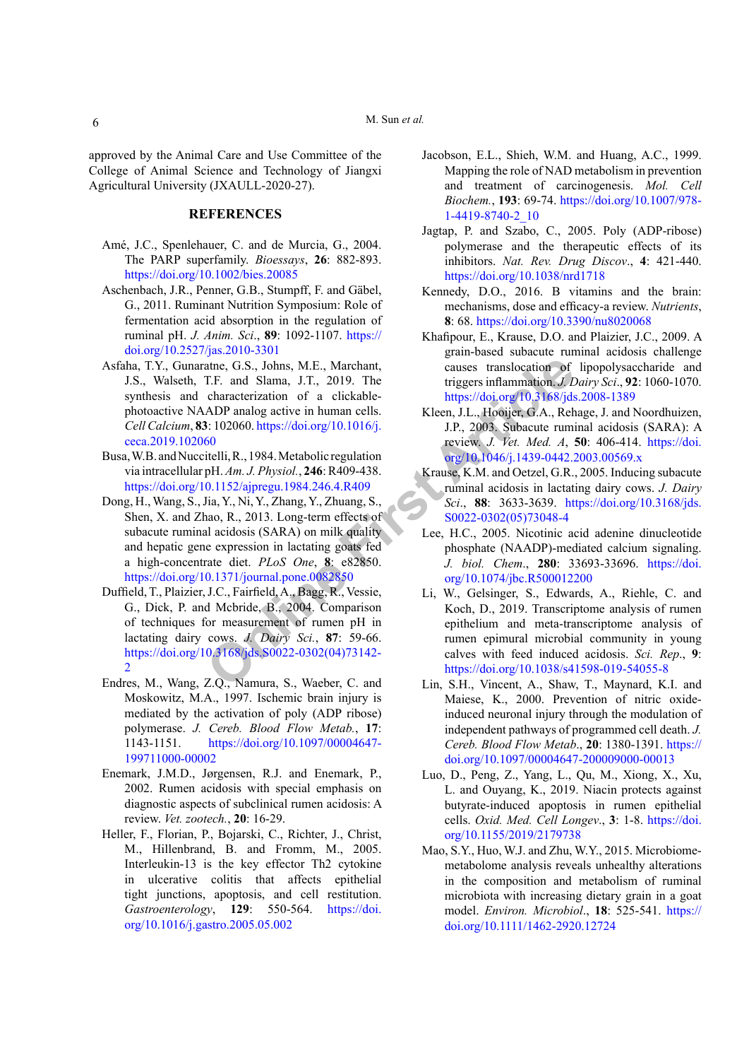approved by the Animal Care and Use Committee of the College of Animal Science and Technology of Jiangxi Agricultural University (JXAULL-2020-27).

## REFERENCES

Amé, J.C., Spenlehauer, C. and de Murcia, G., 2004. The PARP superfamily. *Bioessays*, **26**: 882-893. https://doi.org/10.1002/bies.20085

Aschenbach, J.R., Penner, G.B., Stumpff, F. and Gäbel, G., 2011. Ruminant Nutrition Symposium: Role of fermentation acid absorption in the regulation of ruminal pH. *J. Anim. Sci*., **89**: 1092-1107. https://doi.org/10.2527/jas.2010-3301

Asfaha, T.Y., Gunaratne, G.S., Johns, M.E., Marchant, J.S., Walseth, T.F. and Slama, J.T., 2019. The synthesis and characterization of a clickable-photoactive NAADP analog active in human cells. *Cell Calcium*, **83**: 102060. https://doi.org/10.1016/j.ceca.2019.102060

Busa, W.B. and Nuccitelli, R., 1984. Metabolic regulation via intracellular pH. *Am. J. Physiol.*, **246**: R409-438. https://doi.org/10.1152/ajpregu.1984.246.4.R409

Dong, H., Wang, S., Jia, Y., Ni, Y., Zhang, Y., Zhuang, S., Shen, X. and Zhao, R., 2013. Long-term effects of subacute ruminal acidosis (SARA) on milk quality and hepatic gene expression in lactating goats fed a high-concentrate diet. *PLoS One*, **8**: e82850. https://doi.org/10.1371/journal.pone.0082850

Duffield, T., Plaizier, J.C., Fairfield, A., Bagg, R., Vessie, G., Dick, P. and Mcbride, B., 2004. Comparison of techniques for measurement of rumen pH in lactating dairy cows. *J. Dairy Sci.*, **87**: 59-66. https://doi.org/10.3168/jds.S0022-0302(04)73142-2

Endres, M., Wang, Z.Q., Namura, S., Waeber, C. and Moskowitz, M.A., 1997. Ischemic brain injury is mediated by the activation of poly (ADP ribose) polymerase. *J. Cereb. Blood Flow Metab.*, **17**: 1143-1151. https://doi.org/10.1097/00004647-199711000-00002

Enemark, J.M.D., Jørgensen, R.J. and Enemark, P., 2002. Rumen acidosis with special emphasis on diagnostic aspects of subclinical rumen acidosis: A review. *Vet. zootech.*, **20**: 16-29.

Heller, F., Florian, P., Bojarski, C., Richter, J., Christ, M., Hillenbrand, B. and Fromm, M., 2005. Interleukin-13 is the key effector Th2 cytokine in ulcerative colitis that affects epithelial tight junctions, apoptosis, and cell restitution. *Gastroenterology*, **129**: 550-564. https://doi.org/10.1016/j.gastro.2005.05.002

Jacobson, E.L., Shieh, W.M. and Huang, A.C., 1999. Mapping the role of NAD metabolism in prevention and treatment of carcinogenesis. *Mol. Cell Biochem.*, **193**: 69-74. https://doi.org/10.1007/978-1-4419-8740-2_10

Jagtap, P. and Szabo, C., 2005. Poly (ADP-ribose) polymerase and the therapeutic effects of its inhibitors. *Nat. Rev. Drug Discov.*, **4**: 421-440. https://doi.org/10.1038/nrd1718

Kennedy, D.O., 2016. B vitamins and the brain: mechanisms, dose and efficacy-a review. *Nutrients*, **8**: 68. https://doi.org/10.3390/nu8020068

Khafipour, E., Krause, D.O. and Plaizier, J.C., 2009. A grain-based subacute ruminal acidosis challenge causes translocation of lipopolysaccharide and triggers inflammation. *J. Dairy Sci*., **92**: 1060-1070. https://doi.org/10.3168/jds.2008-1389

Kleen, J.L., Hooijer, G.A., Rehage, J. and Noordhuizen, J.P., 2003. Subacute ruminal acidosis (SARA): A review. *J. Vet. Med. A*, **50**: 406-414. https://doi.org/10.1046/j.1439-0442.2003.00569.x

Krause, K.M. and Oetzel, G.R., 2005. Inducing subacute ruminal acidosis in lactating dairy cows. *J. Dairy Sci*., **88**: 3633-3639. https://doi.org/10.3168/jds.S0022-0302(05)73048-4

Lee, H.C., 2005. Nicotinic acid adenine dinucleotide phosphate (NAADP)-mediated calcium signaling. *J. biol. Chem*., **280**: 33693-33696. https://doi.org/10.1074/jbc.R500012200

Li, W., Gelsinger, S., Edwards, A., Riehle, C. and Koch, D., 2019. Transcriptome analysis of rumen epithelium and meta-transcriptome analysis of rumen epimural microbial community in young calves with feed induced acidosis. *Sci. Rep*., **9**: https://doi.org/10.1038/s41598-019-54055-8

Lin, S.H., Vincent, A., Shaw, T., Maynard, K.I. and Maiese, K., 2000. Prevention of nitric oxide-induced neuronal injury through the modulation of independent pathways of programmed cell death. *J. Cereb. Blood Flow Metab*., **20**: 1380-1391. https://doi.org/10.1097/00004647-200009000-00013

Luo, D., Peng, Z., Yang, L., Qu, M., Xiong, X., Xu, L. and Ouyang, K., 2019. Niacin protects against butyrate-induced apoptosis in rumen epithelial cells. *Oxid. Med. Cell Longev*., **3**: 1-8. https://doi.org/10.1155/2019/2179738

Mao, S.Y., Huo, W.J. and Zhu, W.Y., 2015. Microbiome-metabolome analysis reveals unhealthy alterations in the composition and metabolism of ruminal microbiota with increasing dietary grain in a goat model. *Environ. Microbiol*., **18**: 525-541. https://doi.org/10.1111/1462-2920.12724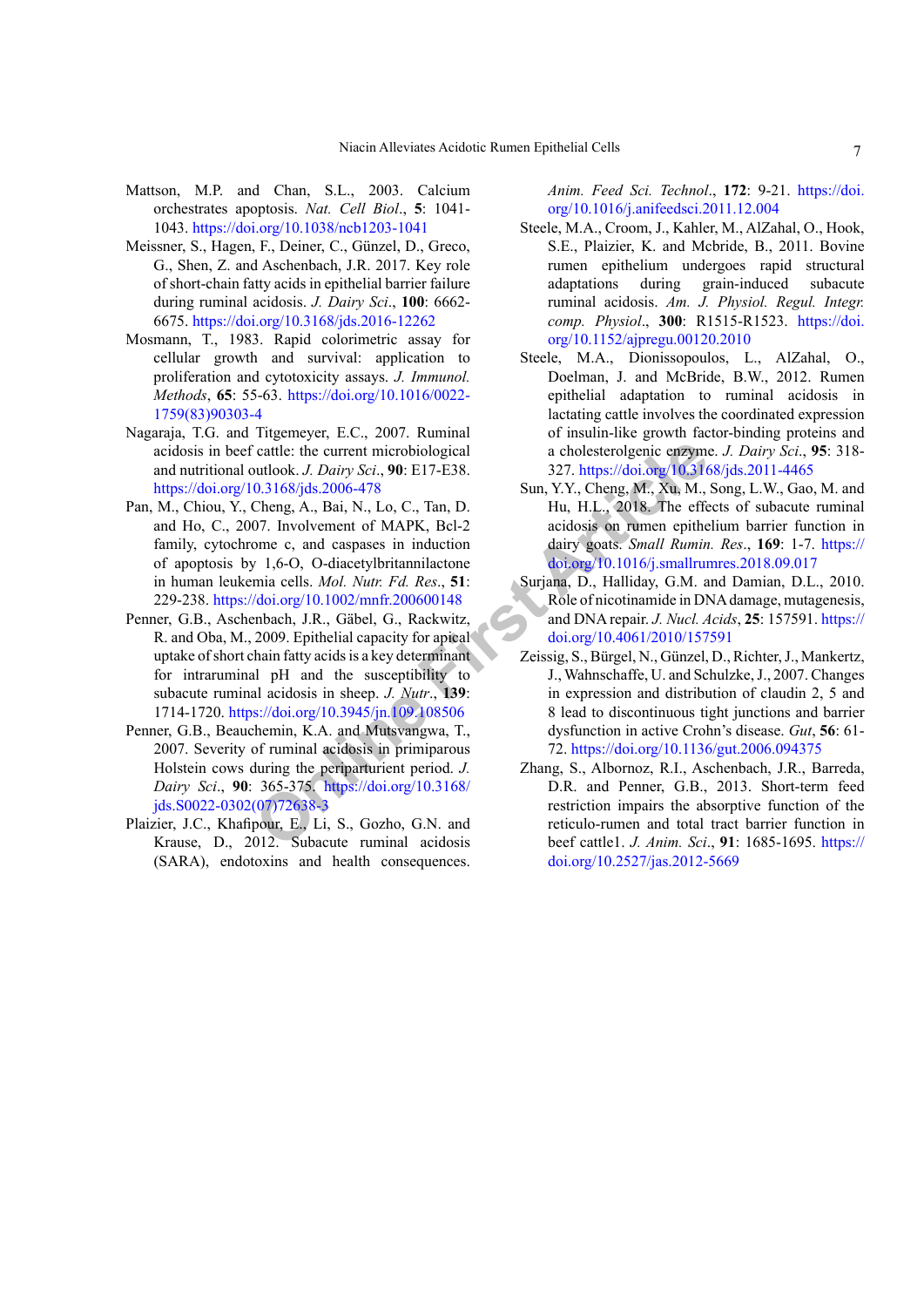Mattson, M.P. and Chan, S.L., 2003. Calcium orchestrates apoptosis. *Nat. Cell Biol*., **5**: 1041-1043. https://doi.org/10.1038/ncb1203-1041

Meissner, S., Hagen, F., Deiner, C., Günzel, D., Greco, G., Shen, Z. and Aschenbach, J.R. 2017. Key role of short-chain fatty acids in epithelial barrier failure during ruminal acidosis. *J. Dairy Sci*., **100**: 6662-6675. https://doi.org/10.3168/jds.2016-12262

Mosmann, T., 1983. Rapid colorimetric assay for cellular growth and survival: application to proliferation and cytotoxicity assays. *J. Immunol. Methods*, **65**: 55-63. https://doi.org/10.1016/0022-1759(83)90303-4

Nagaraja, T.G. and Titgemeyer, E.C., 2007. Ruminal acidosis in beef cattle: the current microbiological and nutritional outlook. *J. Dairy Sci*., **90**: E17-E38. https://doi.org/10.3168/jds.2006-478

Pan, M., Chiou, Y., Cheng, A., Bai, N., Lo, C., Tan, D. and Ho, C., 2007. Involvement of MAPK, Bcl-2 family, cytochrome c, and caspases in induction of apoptosis by 1,6-O, O-diacetylbritannilactone in human leukemia cells. *Mol. Nutr. Fd. Res*., **51**: 229-238. https://doi.org/10.1002/mnfr.200600148

Penner, G.B., Aschenbach, J.R., Gäbel, G., Rackwitz, R. and Oba, M., 2009. Epithelial capacity for apical uptake of short chain fatty acids is a key determinant for intraruminal pH and the susceptibility to subacute ruminal acidosis in sheep. *J. Nutr*., **139**: 1714-1720. https://doi.org/10.3945/jn.109.108506

Penner, G.B., Beauchemin, K.A. and Mutsvangwa, T., 2007. Severity of ruminal acidosis in primiparous Holstein cows during the periparturient period. *J. Dairy Sci*., **90**: 365-375. https://doi.org/10.3168/jds.S0022-0302(07)72638-3

Plaizier, J.C., Khafipour, E., Li, S., Gozho, G.N. and Krause, D., 2012. Subacute ruminal acidosis (SARA), endotoxins and health consequences. *Anim. Feed Sci. Technol*., **172**: 9-21. https://doi.org/10.1016/j.anifeedsci.2011.12.004

Steele, M.A., Croom, J., Kahler, M., AlZahal, O., Hook, S.E., Plaizier, K. and Mcbride, B., 2011. Bovine rumen epithelium undergoes rapid structural adaptations during grain-induced subacute ruminal acidosis. *Am. J. Physiol. Regul. Integr. comp. Physiol*., **300**: R1515-R1523. https://doi.org/10.1152/ajpregu.00120.2010

Steele, M.A., Dionissopoulos, L., AlZahal, O., Doelman, J. and McBride, B.W., 2012. Rumen epithelial adaptation to ruminal acidosis in lactating cattle involves the coordinated expression of insulin-like growth factor-binding proteins and a cholesterolgenic enzyme. *J. Dairy Sci*., **95**: 318-327. https://doi.org/10.3168/jds.2011-4465

Sun, Y.Y., Cheng, M., Xu, M., Song, L.W., Gao, M. and Hu, H.L., 2018. The effects of subacute ruminal acidosis on rumen epithelium barrier function in dairy goats. *Small Rumin. Res*., **169**: 1-7. https://doi.org/10.1016/j.smallrumres.2018.09.017

Surjana, D., Halliday, G.M. and Damian, D.L., 2010. Role of nicotinamide in DNA damage, mutagenesis, and DNA repair. *J. Nucl. Acids*, **25**: 157591. https://doi.org/10.4061/2010/157591

Zeissig, S., Bürgel, N., Günzel, D., Richter, J., Mankertz, J., Wahnschaffe, U. and Schulzke, J., 2007. Changes in expression and distribution of claudin 2, 5 and 8 lead to discontinuous tight junctions and barrier dysfunction in active Crohn's disease. *Gut*, **56**: 61-72. https://doi.org/10.1136/gut.2006.094375

Zhang, S., Albornoz, R.I., Aschenbach, J.R., Barreda, D.R. and Penner, G.B., 2013. Short-term feed restriction impairs the absorptive function of the reticulo-rumen and total tract barrier function in beef cattle1. *J. Anim. Sci*., **91**: 1685-1695. https://doi.org/10.2527/jas.2012-5669